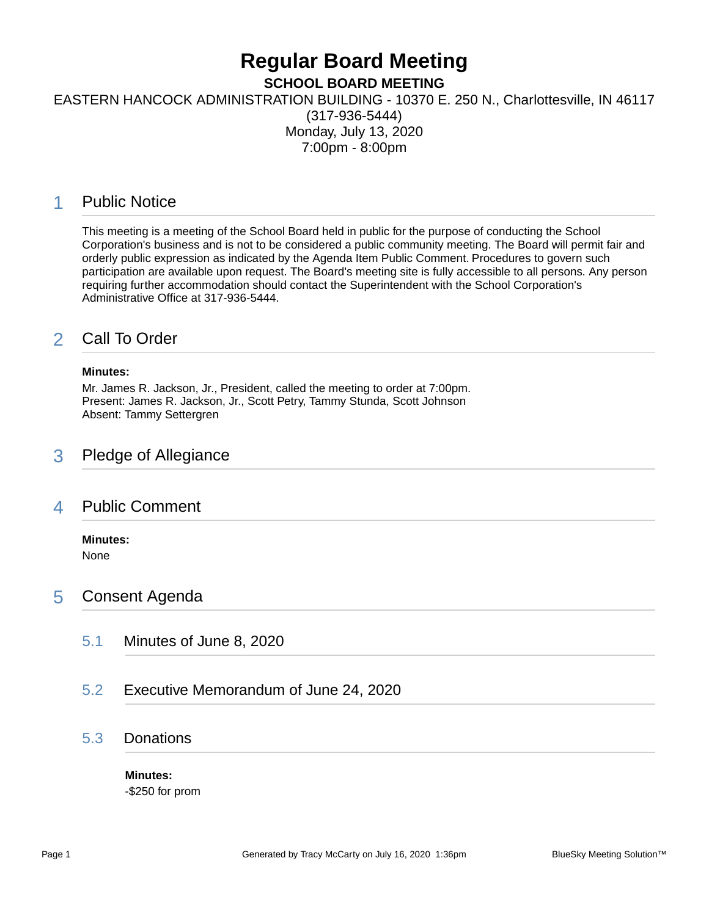# Regular Board Meeting

**SCHOOL BOARD MEETING**

EASTERN HANCOCK ADMINISTRATION BUILDING - 10370 E. 250 N., Charlottesville, IN 46117
(317-936-5444)
Monday, July 13, 2020
7:00pm - 8:00pm

## 1 Public Notice

This meeting is a meeting of the School Board held in public for the purpose of conducting the School Corporation's business and is not to be considered a public community meeting. The Board will permit fair and orderly public expression as indicated by the Agenda Item Public Comment. Procedures to govern such participation are available upon request. The Board's meeting site is fully accessible to all persons. Any person requiring further accommodation should contact the Superintendent with the School Corporation's Administrative Office at 317-936-5444.

## 2 Call To Order

**Minutes:**

Mr. James R. Jackson, Jr., President, called the meeting to order at 7:00pm.
Present: James R. Jackson, Jr., Scott Petry, Tammy Stunda, Scott Johnson
Absent: Tammy Settergren

## 3 Pledge of Allegiance

## 4 Public Comment

**Minutes:**

None

## 5 Consent Agenda

### 5.1 Minutes of June 8, 2020

### 5.2 Executive Memorandum of June 24, 2020

### 5.3 Donations

**Minutes:**

-$250 for prom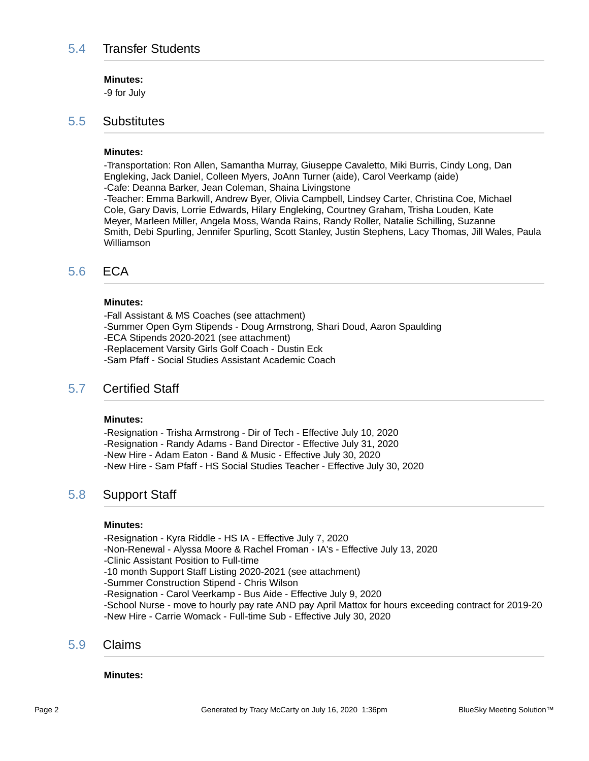## 5.4 Transfer Students

**Minutes:**

-9 for July

## 5.5 Substitutes

**Minutes:**

-Transportation: Ron Allen, Samantha Murray, Giuseppe Cavaletto, Miki Burris, Cindy Long, Dan Engleking, Jack Daniel, Colleen Myers, JoAnn Turner (aide), Carol Veerkamp (aide)
-Cafe: Deanna Barker, Jean Coleman, Shaina Livingstone
-Teacher: Emma Barkwill, Andrew Byer, Olivia Campbell, Lindsey Carter, Christina Coe, Michael Cole, Gary Davis, Lorrie Edwards, Hilary Engleking, Courtney Graham, Trisha Louden, Kate Meyer, Marleen Miller, Angela Moss, Wanda Rains, Randy Roller, Natalie Schilling, Suzanne Smith, Debi Spurling, Jennifer Spurling, Scott Stanley, Justin Stephens, Lacy Thomas, Jill Wales, Paula Williamson

## 5.6 ECA

**Minutes:**

-Fall Assistant & MS Coaches (see attachment)
-Summer Open Gym Stipends - Doug Armstrong, Shari Doud, Aaron Spaulding
-ECA Stipends 2020-2021 (see attachment)
-Replacement Varsity Girls Golf Coach - Dustin Eck
-Sam Pfaff - Social Studies Assistant Academic Coach

## 5.7 Certified Staff

**Minutes:**

-Resignation - Trisha Armstrong - Dir of Tech - Effective July 10, 2020
-Resignation - Randy Adams - Band Director - Effective July 31, 2020
-New Hire - Adam Eaton - Band & Music - Effective July 30, 2020
-New Hire - Sam Pfaff - HS Social Studies Teacher - Effective July 30, 2020

## 5.8 Support Staff

**Minutes:**

-Resignation - Kyra Riddle - HS IA - Effective July 7, 2020
-Non-Renewal - Alyssa Moore & Rachel Froman - IA's - Effective July 13, 2020
-Clinic Assistant Position to Full-time
-10 month Support Staff Listing 2020-2021 (see attachment)
-Summer Construction Stipend - Chris Wilson
-Resignation - Carol Veerkamp - Bus Aide - Effective July 9, 2020
-School Nurse - move to hourly pay rate AND pay April Mattox for hours exceeding contract for 2019-20
-New Hire - Carrie Womack - Full-time Sub - Effective July 30, 2020

## 5.9 Claims

**Minutes:**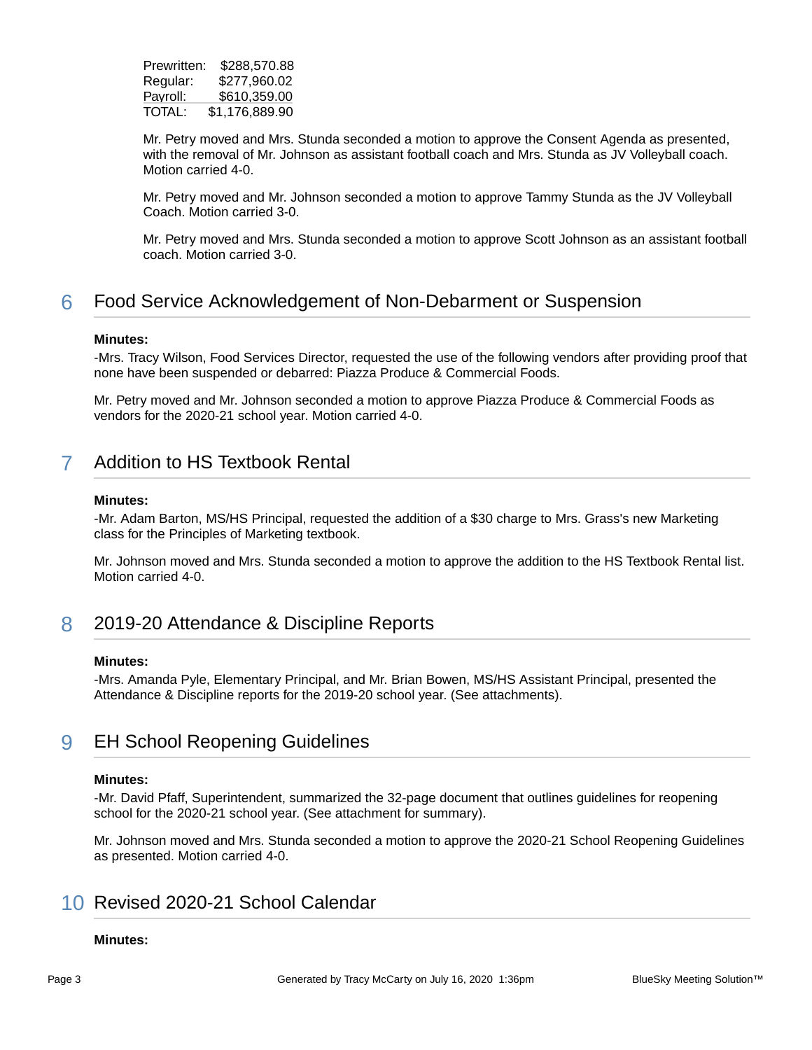| | |
|---|---|
| Prewritten: | $288,570.88 |
| Regular: | $277,960.02 |
| Payroll: | $610,359.00 |
| TOTAL: | $1,176,889.90 |

Mr. Petry moved and Mrs. Stunda seconded a motion to approve the Consent Agenda as presented, with the removal of Mr. Johnson as assistant football coach and Mrs. Stunda as JV Volleyball coach. Motion carried 4-0.

Mr. Petry moved and Mr. Johnson seconded a motion to approve Tammy Stunda as the JV Volleyball Coach. Motion carried 3-0.

Mr. Petry moved and Mrs. Stunda seconded a motion to approve Scott Johnson as an assistant football coach. Motion carried 3-0.

## 6 Food Service Acknowledgement of Non-Debarment or Suspension

**Minutes:**

-Mrs. Tracy Wilson, Food Services Director, requested the use of the following vendors after providing proof that none have been suspended or debarred: Piazza Produce & Commercial Foods.

Mr. Petry moved and Mr. Johnson seconded a motion to approve Piazza Produce & Commercial Foods as vendors for the 2020-21 school year. Motion carried 4-0.

## 7 Addition to HS Textbook Rental

**Minutes:**

-Mr. Adam Barton, MS/HS Principal, requested the addition of a $30 charge to Mrs. Grass's new Marketing class for the Principles of Marketing textbook.

Mr. Johnson moved and Mrs. Stunda seconded a motion to approve the addition to the HS Textbook Rental list. Motion carried 4-0.

## 8 2019-20 Attendance & Discipline Reports

**Minutes:**

-Mrs. Amanda Pyle, Elementary Principal, and Mr. Brian Bowen, MS/HS Assistant Principal, presented the Attendance & Discipline reports for the 2019-20 school year. (See attachments).

## 9 EH School Reopening Guidelines

**Minutes:**

-Mr. David Pfaff, Superintendent, summarized the 32-page document that outlines guidelines for reopening school for the 2020-21 school year. (See attachment for summary).

Mr. Johnson moved and Mrs. Stunda seconded a motion to approve the 2020-21 School Reopening Guidelines as presented. Motion carried 4-0.

## 10 Revised 2020-21 School Calendar

**Minutes:**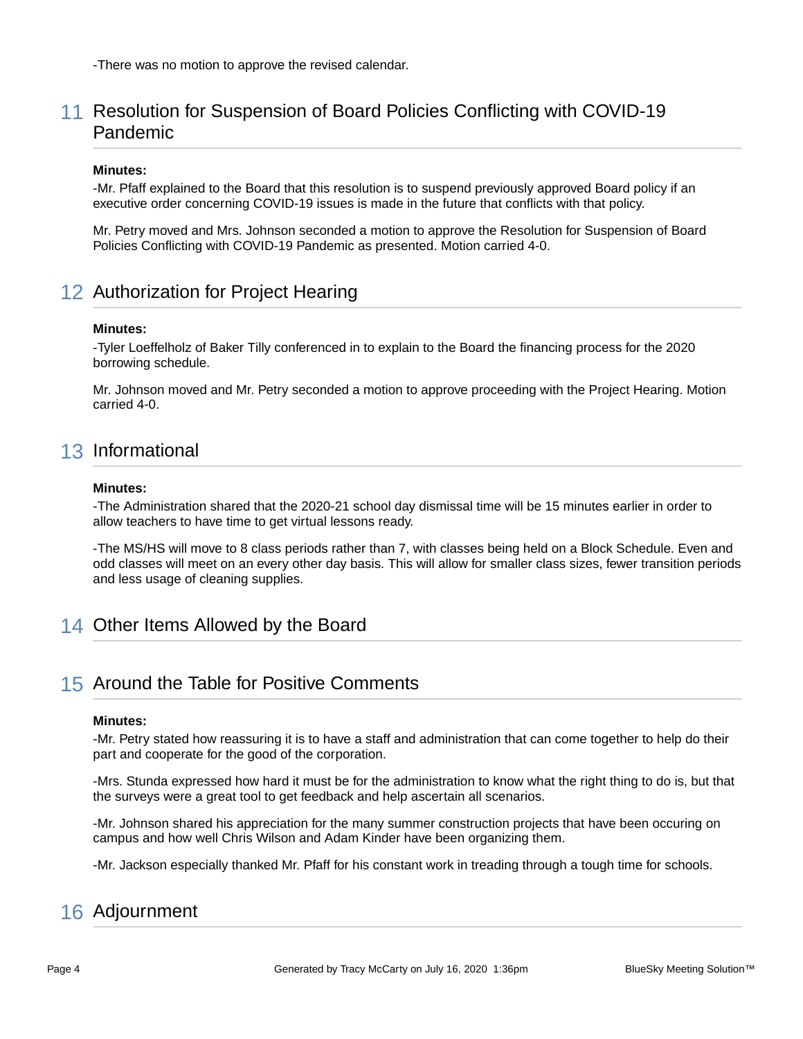-There was no motion to approve the revised calendar.

## 11 Resolution for Suspension of Board Policies Conflicting with COVID-19 Pandemic

**Minutes:**

-Mr. Pfaff explained to the Board that this resolution is to suspend previously approved Board policy if an executive order concerning COVID-19 issues is made in the future that conflicts with that policy.

Mr. Petry moved and Mrs. Johnson seconded a motion to approve the Resolution for Suspension of Board Policies Conflicting with COVID-19 Pandemic as presented. Motion carried 4-0.

## 12 Authorization for Project Hearing

**Minutes:**

-Tyler Loeffelholz of Baker Tilly conferenced in to explain to the Board the financing process for the 2020 borrowing schedule.

Mr. Johnson moved and Mr. Petry seconded a motion to approve proceeding with the Project Hearing. Motion carried 4-0.

## 13 Informational

**Minutes:**

-The Administration shared that the 2020-21 school day dismissal time will be 15 minutes earlier in order to allow teachers to have time to get virtual lessons ready.

-The MS/HS will move to 8 class periods rather than 7, with classes being held on a Block Schedule. Even and odd classes will meet on an every other day basis. This will allow for smaller class sizes, fewer transition periods and less usage of cleaning supplies.

## 14 Other Items Allowed by the Board

## 15 Around the Table for Positive Comments

**Minutes:**

-Mr. Petry stated how reassuring it is to have a staff and administration that can come together to help do their part and cooperate for the good of the corporation.

-Mrs. Stunda expressed how hard it must be for the administration to know what the right thing to do is, but that the surveys were a great tool to get feedback and help ascertain all scenarios.

-Mr. Johnson shared his appreciation for the many summer construction projects that have been occuring on campus and how well Chris Wilson and Adam Kinder have been organizing them.

-Mr. Jackson especially thanked Mr. Pfaff for his constant work in treading through a tough time for schools.

## 16 Adjournment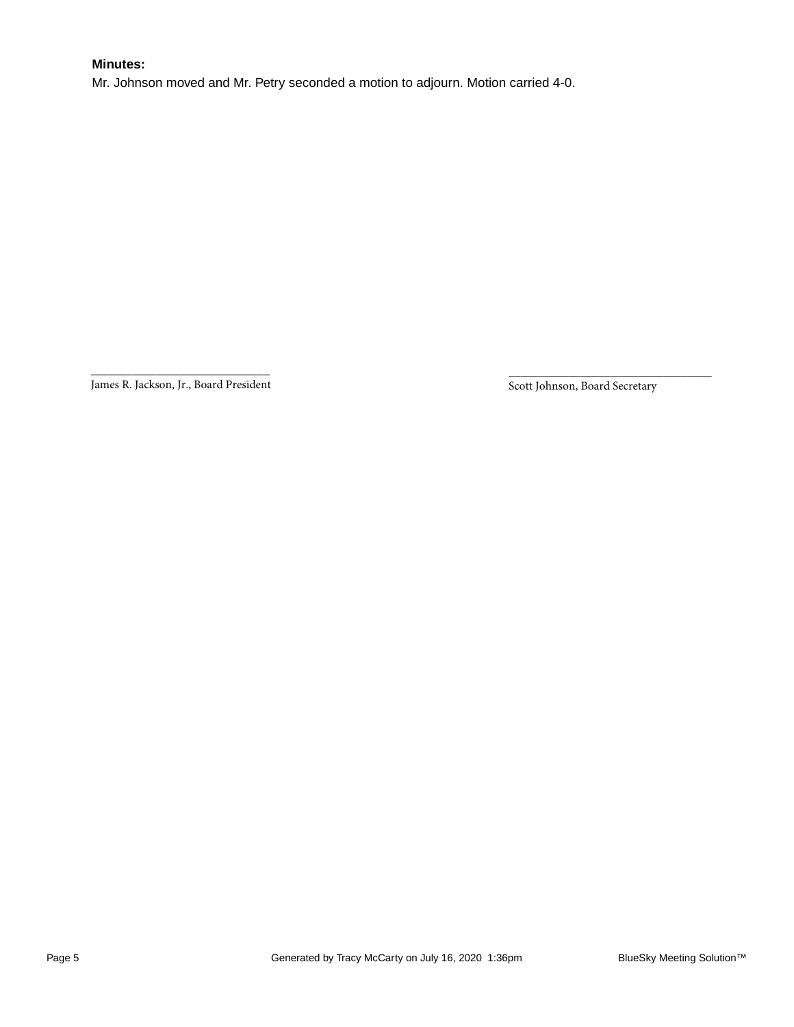**Minutes:**

Mr. Johnson moved and Mr. Petry seconded a motion to adjourn. Motion carried 4-0.

\_\_\_\_\_\_\_\_\_\_\_\_\_\_\_\_\_\_\_\_\_\_\_\_\_\_\_\_\_\_
James R. Jackson, Jr., Board President

\_\_\_\_\_\_\_\_\_\_\_\_\_\_\_\_\_\_\_\_\_\_\_\_\_\_\_\_\_\_
Scott Johnson, Board Secretary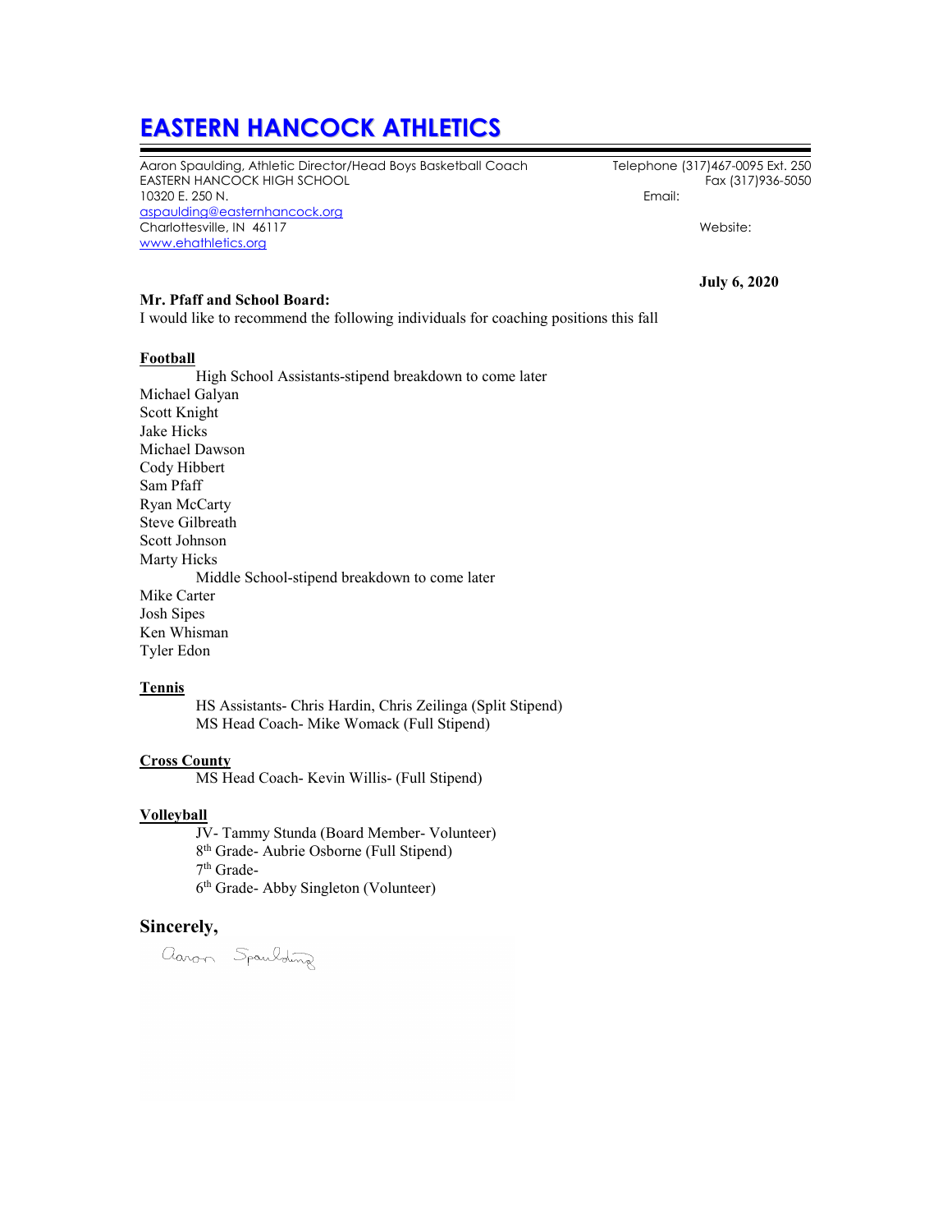# EASTERN HANCOCK ATHLETICS

Aaron Spaulding, Athletic Director/Head Boys Basketball Coach
EASTERN HANCOCK HIGH SCHOOL
10320 E. 250 N.
aspaulding@easternhancock.org
Charlottesville, IN 46117
www.ehathletics.org

Telephone (317)467-0095 Ext. 250
Fax (317)936-5050
Email:
Website:

**July 6, 2020**

**Mr. Pfaff and School Board:**
I would like to recommend the following individuals for coaching positions this fall

**Football**

High School Assistants-stipend breakdown to come later

Michael Galyan
Scott Knight
Jake Hicks
Michael Dawson
Cody Hibbert
Sam Pfaff
Ryan McCarty
Steve Gilbreath
Scott Johnson
Marty Hicks

Middle School-stipend breakdown to come later

Mike Carter
Josh Sipes
Ken Whisman
Tyler Edon

**Tennis**

HS Assistants- Chris Hardin, Chris Zeilinga (Split Stipend)
MS Head Coach- Mike Womack (Full Stipend)

**Cross County**

MS Head Coach- Kevin Willis- (Full Stipend)

**Volleyball**

JV- Tammy Stunda (Board Member- Volunteer)
8th Grade- Aubrie Osborne (Full Stipend)
7th Grade-
6th Grade- Abby Singleton (Volunteer)

**Sincerely,**

Aaron Spaulding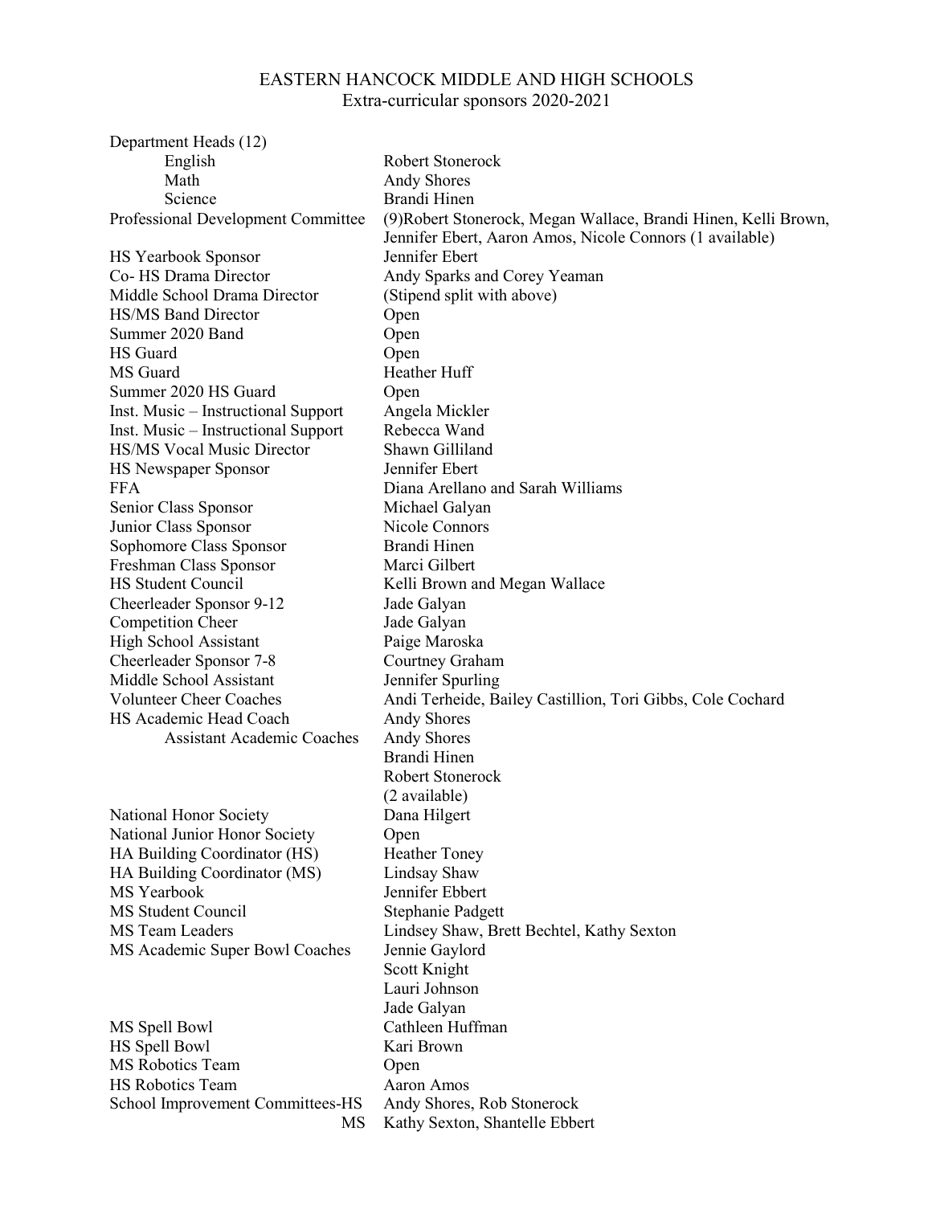# EASTERN HANCOCK MIDDLE AND HIGH SCHOOLS
## Extra-curricular sponsors 2020-2021

| Position | Sponsor |
|---|---|
| Department Heads (12) | |
| English | Robert Stonerock |
| Math | Andy Shores |
| Science | Brandi Hinen |
| Professional Development Committee | (9)Robert Stonerock, Megan Wallace, Brandi Hinen, Kelli Brown, Jennifer Ebert, Aaron Amos, Nicole Connors (1 available) |
| HS Yearbook Sponsor | Jennifer Ebert |
| Co- HS Drama Director | Andy Sparks and Corey Yeaman |
| Middle School Drama Director | (Stipend split with above) |
| HS/MS Band Director | Open |
| Summer 2020 Band | Open |
| HS Guard | Open |
| MS Guard | Heather Huff |
| Summer 2020 HS Guard | Open |
| Inst. Music – Instructional Support | Angela Mickler |
| Inst. Music – Instructional Support | Rebecca Wand |
| HS/MS Vocal Music Director | Shawn Gilliland |
| HS Newspaper Sponsor | Jennifer Ebert |
| FFA | Diana Arellano and Sarah Williams |
| Senior Class Sponsor | Michael Galyan |
| Junior Class Sponsor | Nicole Connors |
| Sophomore Class Sponsor | Brandi Hinen |
| Freshman Class Sponsor | Marci Gilbert |
| HS Student Council | Kelli Brown and Megan Wallace |
| Cheerleader Sponsor 9-12 | Jade Galyan |
| Competition Cheer | Jade Galyan |
| High School Assistant | Paige Maroska |
| Cheerleader Sponsor 7-8 | Courtney Graham |
| Middle School Assistant | Jennifer Spurling |
| Volunteer Cheer Coaches | Andi Terheide, Bailey Castillion, Tori Gibbs, Cole Cochard |
| HS Academic Head Coach | Andy Shores |
| Assistant Academic Coaches | Andy Shores<br>Brandi Hinen<br>Robert Stonerock<br>(2 available) |
| National Honor Society | Dana Hilgert |
| National Junior Honor Society | Open |
| HA Building Coordinator (HS) | Heather Toney |
| HA Building Coordinator (MS) | Lindsay Shaw |
| MS Yearbook | Jennifer Ebbert |
| MS Student Council | Stephanie Padgett |
| MS Team Leaders | Lindsey Shaw, Brett Bechtel, Kathy Sexton |
| MS Academic Super Bowl Coaches | Jennie Gaylord<br>Scott Knight<br>Lauri Johnson<br>Jade Galyan |
| MS Spell Bowl | Cathleen Huffman |
| HS Spell Bowl | Kari Brown |
| MS Robotics Team | Open |
| HS Robotics Team | Aaron Amos |
| School Improvement Committees-HS | Andy Shores, Rob Stonerock |
| MS | Kathy Sexton, Shantelle Ebbert |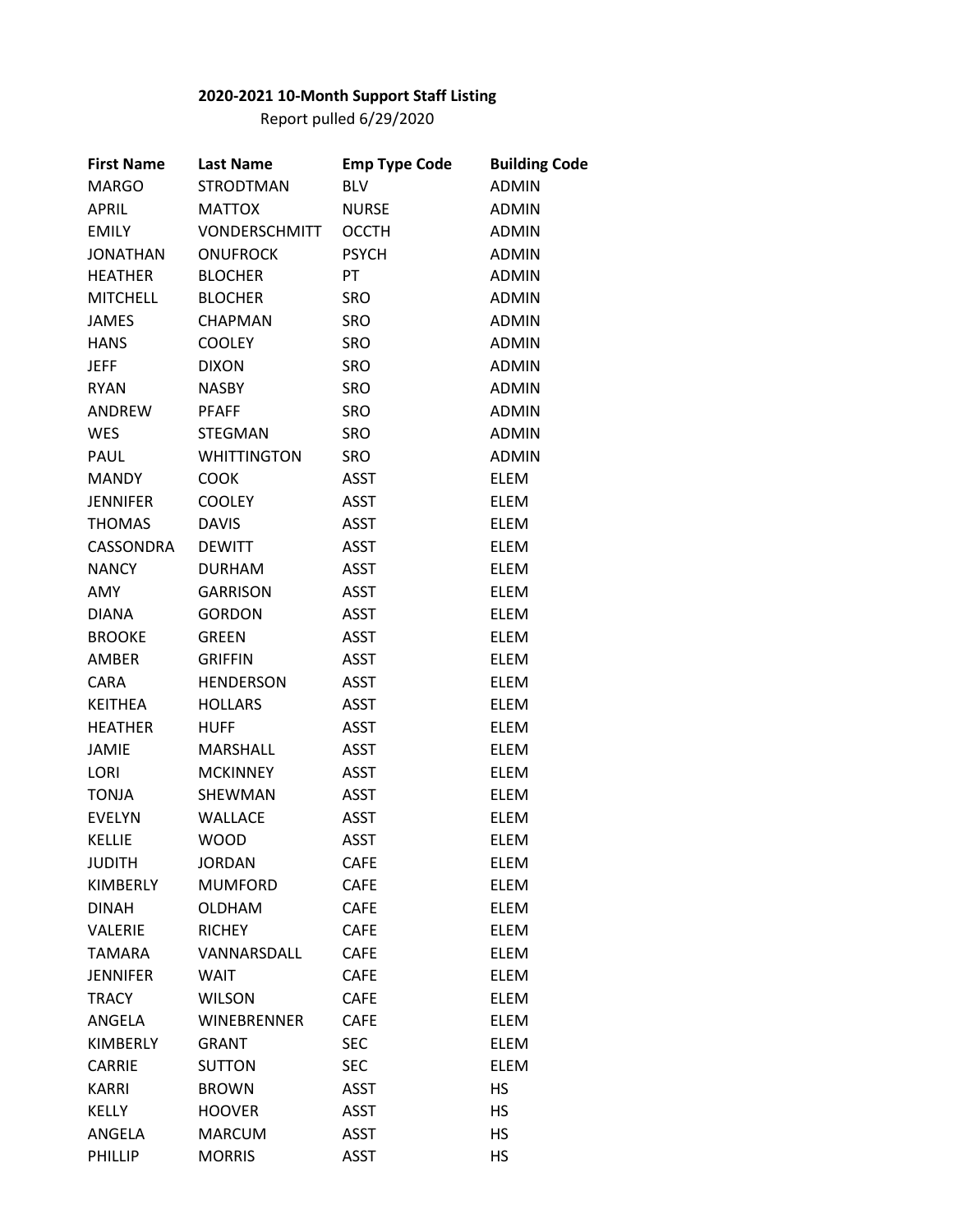**2020-2021 10-Month Support Staff Listing**

Report pulled 6/29/2020

| First Name | Last Name | Emp Type Code | Building Code |
|---|---|---|---|
| MARGO | STRODTMAN | BLV | ADMIN |
| APRIL | MATTOX | NURSE | ADMIN |
| EMILY | VONDERSCHMITT | OCCTH | ADMIN |
| JONATHAN | ONUFROCK | PSYCH | ADMIN |
| HEATHER | BLOCHER | PT | ADMIN |
| MITCHELL | BLOCHER | SRO | ADMIN |
| JAMES | CHAPMAN | SRO | ADMIN |
| HANS | COOLEY | SRO | ADMIN |
| JEFF | DIXON | SRO | ADMIN |
| RYAN | NASBY | SRO | ADMIN |
| ANDREW | PFAFF | SRO | ADMIN |
| WES | STEGMAN | SRO | ADMIN |
| PAUL | WHITTINGTON | SRO | ADMIN |
| MANDY | COOK | ASST | ELEM |
| JENNIFER | COOLEY | ASST | ELEM |
| THOMAS | DAVIS | ASST | ELEM |
| CASSONDRA | DEWITT | ASST | ELEM |
| NANCY | DURHAM | ASST | ELEM |
| AMY | GARRISON | ASST | ELEM |
| DIANA | GORDON | ASST | ELEM |
| BROOKE | GREEN | ASST | ELEM |
| AMBER | GRIFFIN | ASST | ELEM |
| CARA | HENDERSON | ASST | ELEM |
| KEITHEA | HOLLARS | ASST | ELEM |
| HEATHER | HUFF | ASST | ELEM |
| JAMIE | MARSHALL | ASST | ELEM |
| LORI | MCKINNEY | ASST | ELEM |
| TONJA | SHEWMAN | ASST | ELEM |
| EVELYN | WALLACE | ASST | ELEM |
| KELLIE | WOOD | ASST | ELEM |
| JUDITH | JORDAN | CAFE | ELEM |
| KIMBERLY | MUMFORD | CAFE | ELEM |
| DINAH | OLDHAM | CAFE | ELEM |
| VALERIE | RICHEY | CAFE | ELEM |
| TAMARA | VANNARSDALL | CAFE | ELEM |
| JENNIFER | WAIT | CAFE | ELEM |
| TRACY | WILSON | CAFE | ELEM |
| ANGELA | WINEBRENNER | CAFE | ELEM |
| KIMBERLY | GRANT | SEC | ELEM |
| CARRIE | SUTTON | SEC | ELEM |
| KARRI | BROWN | ASST | HS |
| KELLY | HOOVER | ASST | HS |
| ANGELA | MARCUM | ASST | HS |
| PHILLIP | MORRIS | ASST | HS |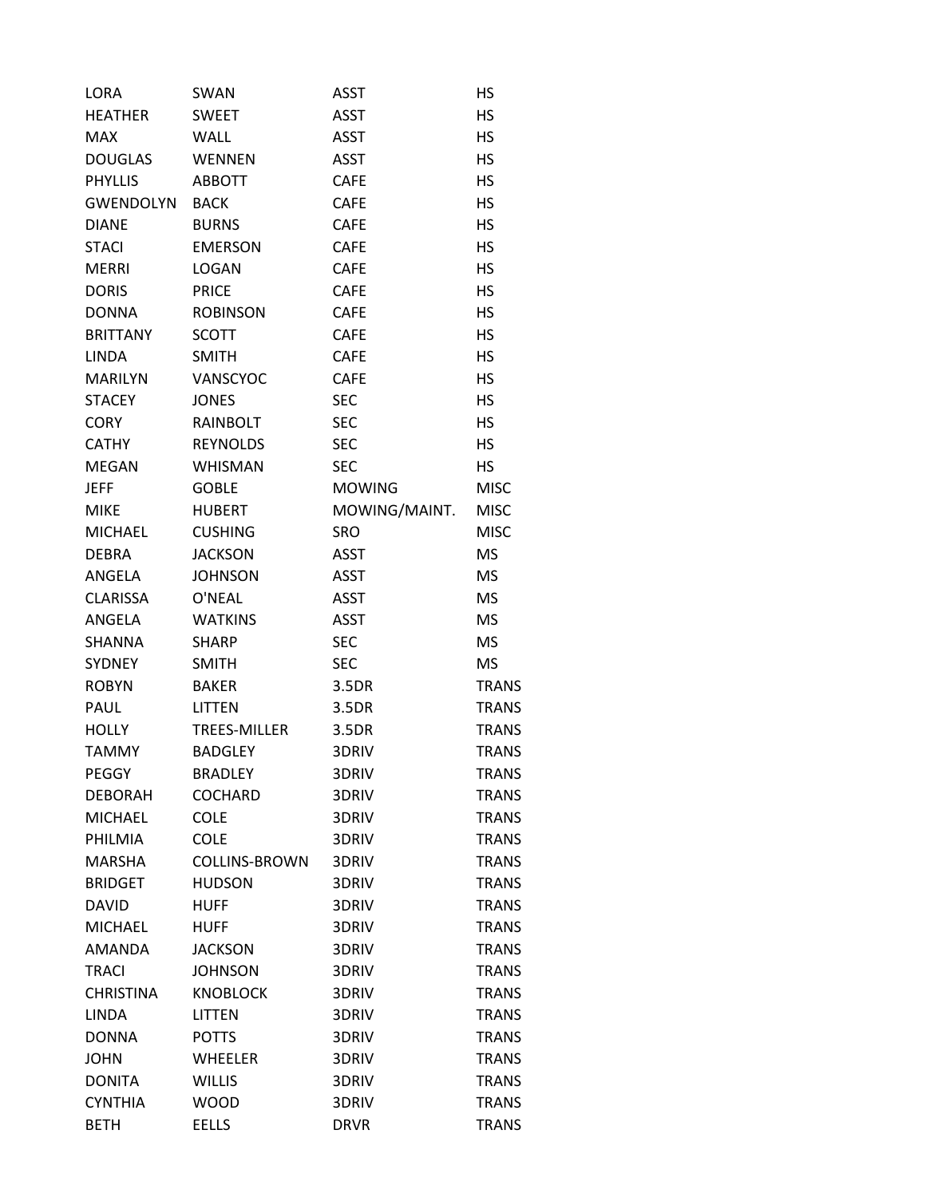| | | | |
|---|---|---|---|
| LORA | SWAN | ASST | HS |
| HEATHER | SWEET | ASST | HS |
| MAX | WALL | ASST | HS |
| DOUGLAS | WENNEN | ASST | HS |
| PHYLLIS | ABBOTT | CAFE | HS |
| GWENDOLYN | BACK | CAFE | HS |
| DIANE | BURNS | CAFE | HS |
| STACI | EMERSON | CAFE | HS |
| MERRI | LOGAN | CAFE | HS |
| DORIS | PRICE | CAFE | HS |
| DONNA | ROBINSON | CAFE | HS |
| BRITTANY | SCOTT | CAFE | HS |
| LINDA | SMITH | CAFE | HS |
| MARILYN | VANSCYOC | CAFE | HS |
| STACEY | JONES | SEC | HS |
| CORY | RAINBOLT | SEC | HS |
| CATHY | REYNOLDS | SEC | HS |
| MEGAN | WHISMAN | SEC | HS |
| JEFF | GOBLE | MOWING | MISC |
| MIKE | HUBERT | MOWING/MAINT. | MISC |
| MICHAEL | CUSHING | SRO | MISC |
| DEBRA | JACKSON | ASST | MS |
| ANGELA | JOHNSON | ASST | MS |
| CLARISSA | O'NEAL | ASST | MS |
| ANGELA | WATKINS | ASST | MS |
| SHANNA | SHARP | SEC | MS |
| SYDNEY | SMITH | SEC | MS |
| ROBYN | BAKER | 3.5DR | TRANS |
| PAUL | LITTEN | 3.5DR | TRANS |
| HOLLY | TREES-MILLER | 3.5DR | TRANS |
| TAMMY | BADGLEY | 3DRIV | TRANS |
| PEGGY | BRADLEY | 3DRIV | TRANS |
| DEBORAH | COCHARD | 3DRIV | TRANS |
| MICHAEL | COLE | 3DRIV | TRANS |
| PHILMIA | COLE | 3DRIV | TRANS |
| MARSHA | COLLINS-BROWN | 3DRIV | TRANS |
| BRIDGET | HUDSON | 3DRIV | TRANS |
| DAVID | HUFF | 3DRIV | TRANS |
| MICHAEL | HUFF | 3DRIV | TRANS |
| AMANDA | JACKSON | 3DRIV | TRANS |
| TRACI | JOHNSON | 3DRIV | TRANS |
| CHRISTINA | KNOBLOCK | 3DRIV | TRANS |
| LINDA | LITTEN | 3DRIV | TRANS |
| DONNA | POTTS | 3DRIV | TRANS |
| JOHN | WHEELER | 3DRIV | TRANS |
| DONITA | WILLIS | 3DRIV | TRANS |
| CYNTHIA | WOOD | 3DRIV | TRANS |
| BETH | EELLS | DRVR | TRANS |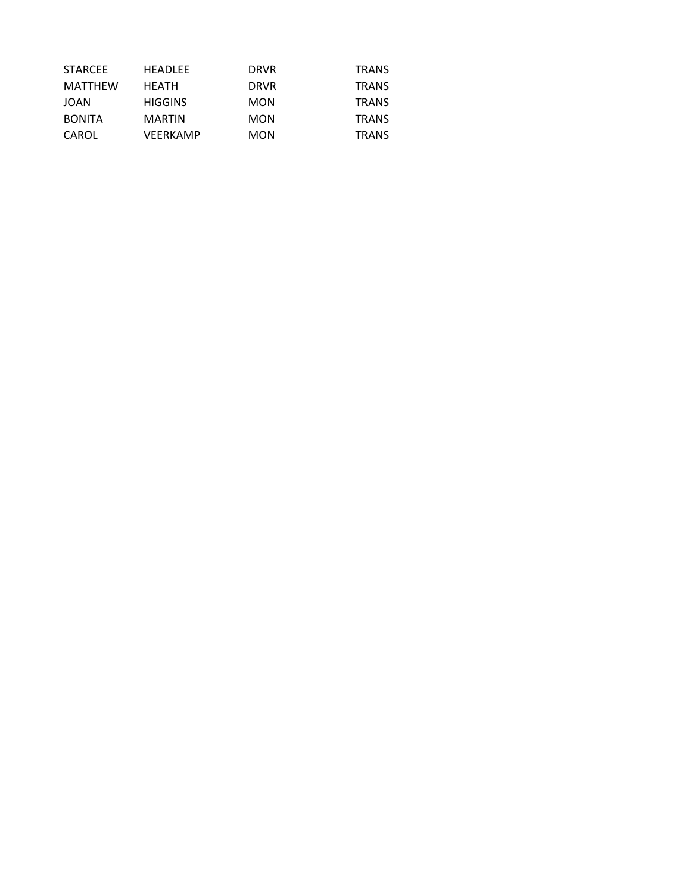| STARCEE | HEADLEE | DRVR | TRANS |
|---|---|---|---|
| MATTHEW | HEATH | DRVR | TRANS |
| JOAN | HIGGINS | MON | TRANS |
| BONITA | MARTIN | MON | TRANS |
| CAROL | VEERKAMP | MON | TRANS |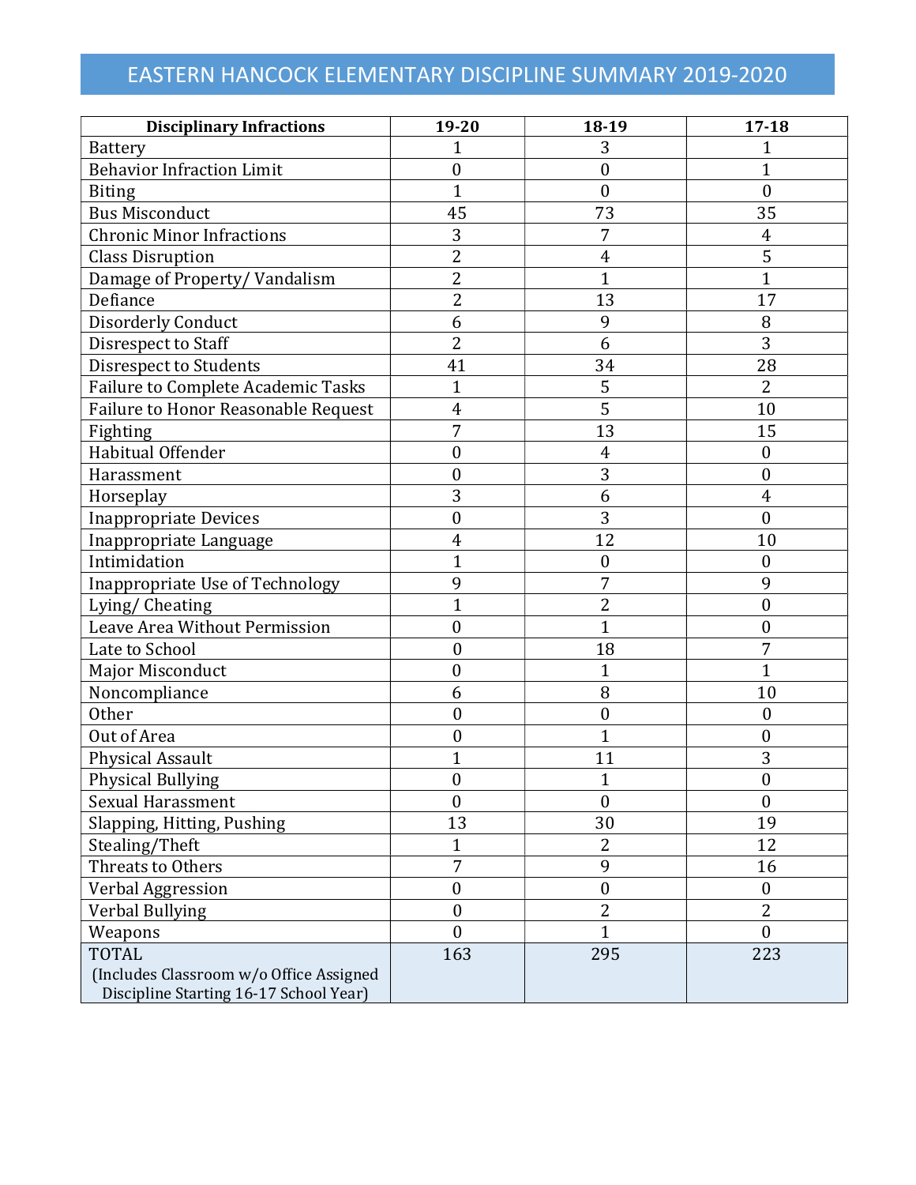# EASTERN HANCOCK ELEMENTARY DISCIPLINE SUMMARY 2019-2020

| Disciplinary Infractions | 19-20 | 18-19 | 17-18 |
|---|---|---|---|
| Battery | 1 | 3 | 1 |
| Behavior Infraction Limit | 0 | 0 | 1 |
| Biting | 1 | 0 | 0 |
| Bus Misconduct | 45 | 73 | 35 |
| Chronic Minor Infractions | 3 | 7 | 4 |
| Class Disruption | 2 | 4 | 5 |
| Damage of Property/ Vandalism | 2 | 1 | 1 |
| Defiance | 2 | 13 | 17 |
| Disorderly Conduct | 6 | 9 | 8 |
| Disrespect to Staff | 2 | 6 | 3 |
| Disrespect to Students | 41 | 34 | 28 |
| Failure to Complete Academic Tasks | 1 | 5 | 2 |
| Failure to Honor Reasonable Request | 4 | 5 | 10 |
| Fighting | 7 | 13 | 15 |
| Habitual Offender | 0 | 4 | 0 |
| Harassment | 0 | 3 | 0 |
| Horseplay | 3 | 6 | 4 |
| Inappropriate Devices | 0 | 3 | 0 |
| Inappropriate Language | 4 | 12 | 10 |
| Intimidation | 1 | 0 | 0 |
| Inappropriate Use of Technology | 9 | 7 | 9 |
| Lying/ Cheating | 1 | 2 | 0 |
| Leave Area Without Permission | 0 | 1 | 0 |
| Late to School | 0 | 18 | 7 |
| Major Misconduct | 0 | 1 | 1 |
| Noncompliance | 6 | 8 | 10 |
| Other | 0 | 0 | 0 |
| Out of Area | 0 | 1 | 0 |
| Physical Assault | 1 | 11 | 3 |
| Physical Bullying | 0 | 1 | 0 |
| Sexual Harassment | 0 | 0 | 0 |
| Slapping, Hitting, Pushing | 13 | 30 | 19 |
| Stealing/Theft | 1 | 2 | 12 |
| Threats to Others | 7 | 9 | 16 |
| Verbal Aggression | 0 | 0 | 0 |
| Verbal Bullying | 0 | 2 | 2 |
| Weapons | 0 | 1 | 0 |
| TOTAL (Includes Classroom w/o Office Assigned Discipline Starting 16-17 School Year) | 163 | 295 | 223 |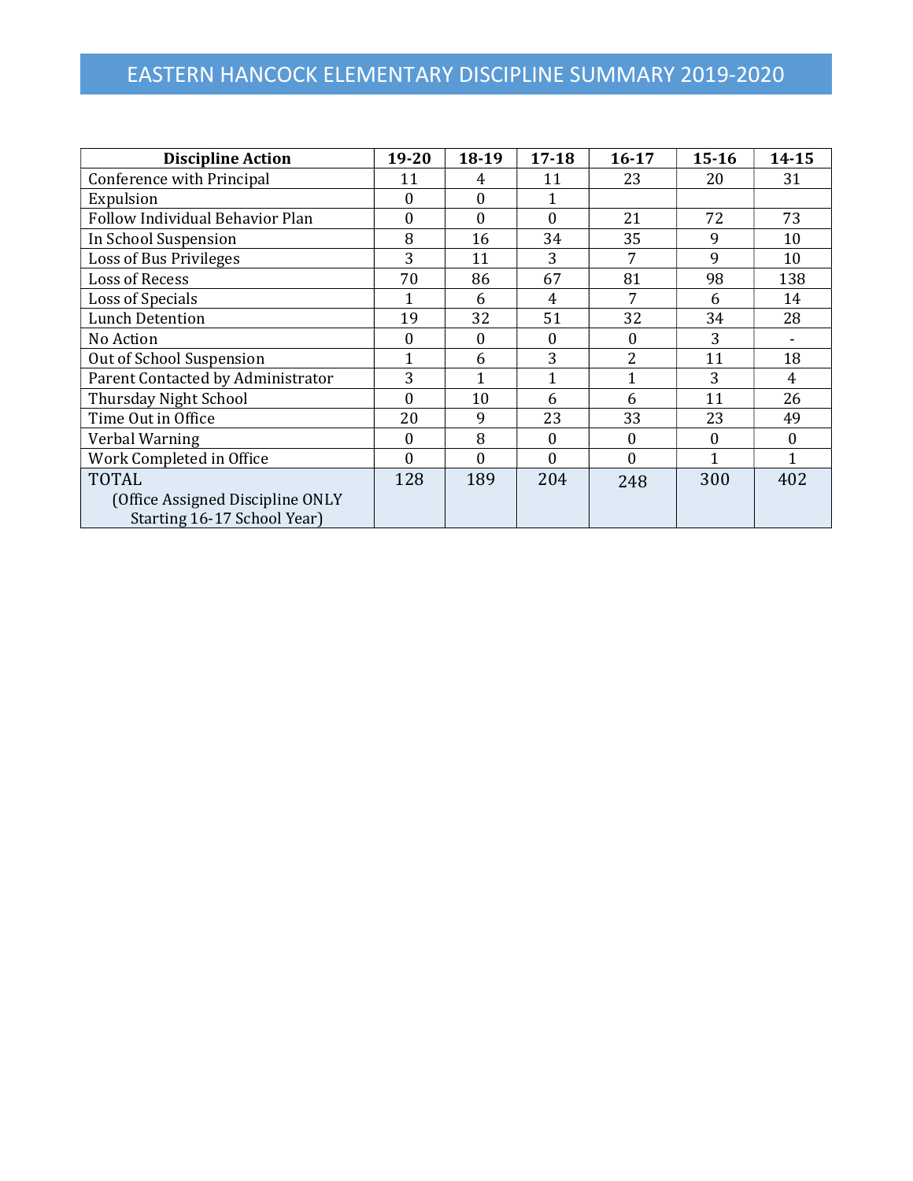# EASTERN HANCOCK ELEMENTARY DISCIPLINE SUMMARY 2019-2020

| Discipline Action | 19-20 | 18-19 | 17-18 | 16-17 | 15-16 | 14-15 |
|---|---|---|---|---|---|---|
| Conference with Principal | 11 | 4 | 11 | 23 | 20 | 31 |
| Expulsion | 0 | 0 | 1 | | | |
| Follow Individual Behavior Plan | 0 | 0 | 0 | 21 | 72 | 73 |
| In School Suspension | 8 | 16 | 34 | 35 | 9 | 10 |
| Loss of Bus Privileges | 3 | 11 | 3 | 7 | 9 | 10 |
| Loss of Recess | 70 | 86 | 67 | 81 | 98 | 138 |
| Loss of Specials | 1 | 6 | 4 | 7 | 6 | 14 |
| Lunch Detention | 19 | 32 | 51 | 32 | 34 | 28 |
| No Action | 0 | 0 | 0 | 0 | 3 | - |
| Out of School Suspension | 1 | 6 | 3 | 2 | 11 | 18 |
| Parent Contacted by Administrator | 3 | 1 | 1 | 1 | 3 | 4 |
| Thursday Night School | 0 | 10 | 6 | 6 | 11 | 26 |
| Time Out in Office | 20 | 9 | 23 | 33 | 23 | 49 |
| Verbal Warning | 0 | 8 | 0 | 0 | 0 | 0 |
| Work Completed in Office | 0 | 0 | 0 | 0 | 1 | 1 |
| TOTAL (Office Assigned Discipline ONLY Starting 16-17 School Year) | 128 | 189 | 204 | 248 | 300 | 402 |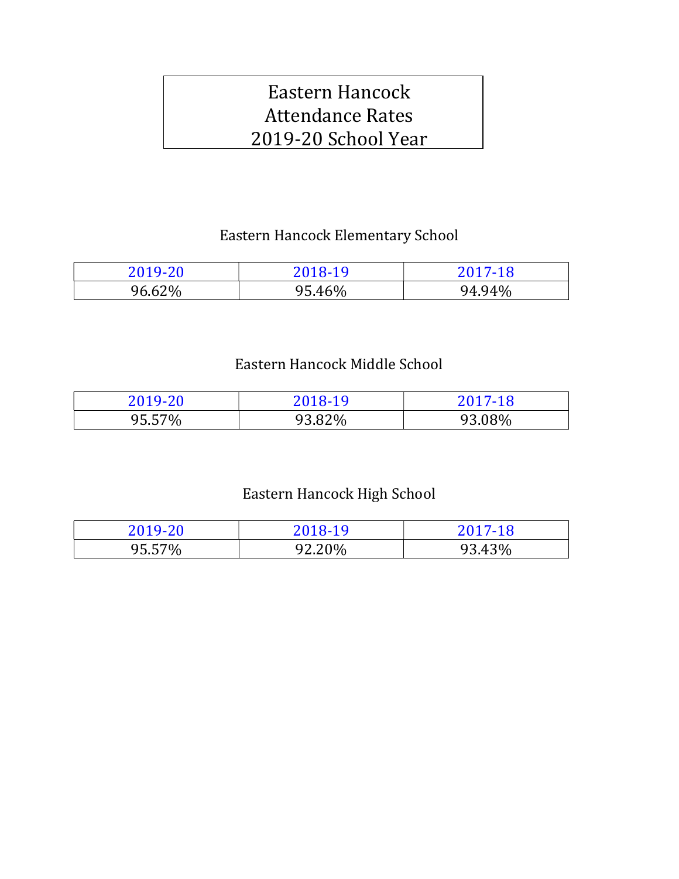# Eastern Hancock Attendance Rates 2019-20 School Year

## Eastern Hancock Elementary School

| 2019-20 | 2018-19 | 2017-18 |
|---|---|---|
| 96.62% | 95.46% | 94.94% |

## Eastern Hancock Middle School

| 2019-20 | 2018-19 | 2017-18 |
|---|---|---|
| 95.57% | 93.82% | 93.08% |

## Eastern Hancock High School

| 2019-20 | 2018-19 | 2017-18 |
|---|---|---|
| 95.57% | 92.20% | 93.43% |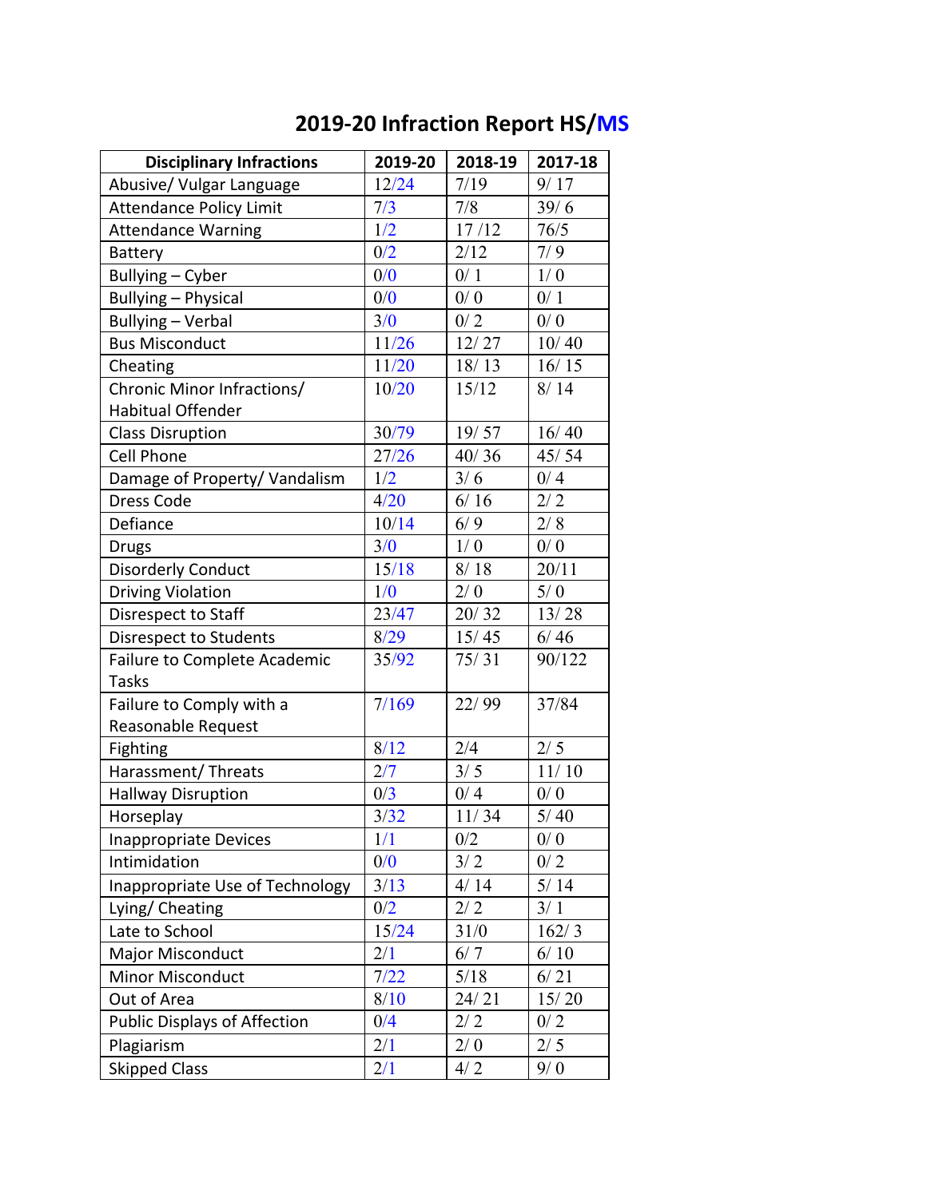# 2019-20 Infraction Report HS/MS

| Disciplinary Infractions | 2019-20 | 2018-19 | 2017-18 |
|---|---|---|---|
| Abusive/ Vulgar Language | 12/24 | 7/19 | 9/ 17 |
| Attendance Policy Limit | 7/3 | 7/8 | 39/ 6 |
| Attendance Warning | 1/2 | 17 /12 | 76/5 |
| Battery | 0/2 | 2/12 | 7/ 9 |
| Bullying – Cyber | 0/0 | 0/ 1 | 1/ 0 |
| Bullying – Physical | 0/0 | 0/ 0 | 0/ 1 |
| Bullying – Verbal | 3/0 | 0/ 2 | 0/ 0 |
| Bus Misconduct | 11/26 | 12/ 27 | 10/ 40 |
| Cheating | 11/20 | 18/ 13 | 16/ 15 |
| Chronic Minor Infractions/ Habitual Offender | 10/20 | 15/12 | 8/ 14 |
| Class Disruption | 30/79 | 19/ 57 | 16/ 40 |
| Cell Phone | 27/26 | 40/ 36 | 45/ 54 |
| Damage of Property/ Vandalism | 1/2 | 3/ 6 | 0/ 4 |
| Dress Code | 4/20 | 6/ 16 | 2/ 2 |
| Defiance | 10/14 | 6/ 9 | 2/ 8 |
| Drugs | 3/0 | 1/ 0 | 0/ 0 |
| Disorderly Conduct | 15/18 | 8/ 18 | 20/11 |
| Driving Violation | 1/0 | 2/ 0 | 5/ 0 |
| Disrespect to Staff | 23/47 | 20/ 32 | 13/ 28 |
| Disrespect to Students | 8/29 | 15/ 45 | 6/ 46 |
| Failure to Complete Academic Tasks | 35/92 | 75/ 31 | 90/122 |
| Failure to Comply with a Reasonable Request | 7/169 | 22/ 99 | 37/84 |
| Fighting | 8/12 | 2/4 | 2/ 5 |
| Harassment/ Threats | 2/7 | 3/ 5 | 11/ 10 |
| Hallway Disruption | 0/3 | 0/ 4 | 0/ 0 |
| Horseplay | 3/32 | 11/ 34 | 5/ 40 |
| Inappropriate Devices | 1/1 | 0/2 | 0/ 0 |
| Intimidation | 0/0 | 3/ 2 | 0/ 2 |
| Inappropriate Use of Technology | 3/13 | 4/ 14 | 5/ 14 |
| Lying/ Cheating | 0/2 | 2/ 2 | 3/ 1 |
| Late to School | 15/24 | 31/0 | 162/ 3 |
| Major Misconduct | 2/1 | 6/ 7 | 6/ 10 |
| Minor Misconduct | 7/22 | 5/18 | 6/ 21 |
| Out of Area | 8/10 | 24/ 21 | 15/ 20 |
| Public Displays of Affection | 0/4 | 2/ 2 | 0/ 2 |
| Plagiarism | 2/1 | 2/ 0 | 2/ 5 |
| Skipped Class | 2/1 | 4/ 2 | 9/ 0 |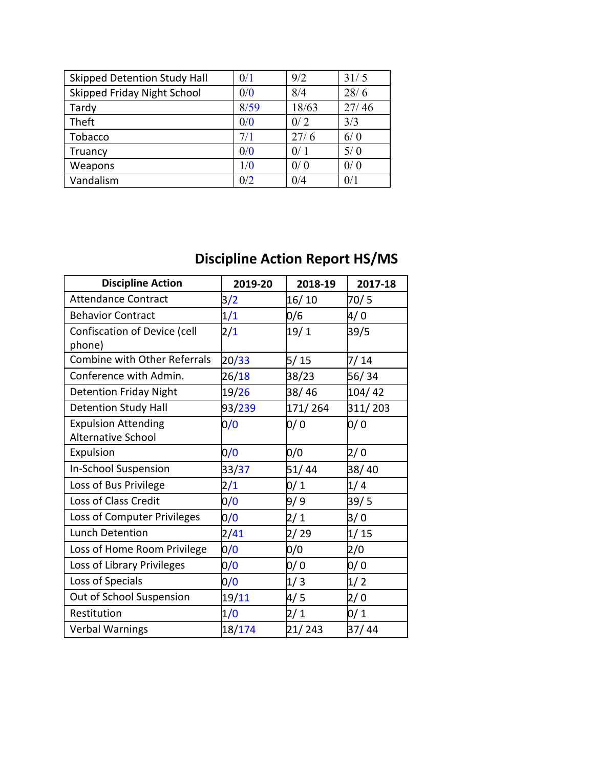| Skipped Detention Study Hall | 0/1 | 9/2 | 31/ 5 |
|---|---|---|---|
| Skipped Friday Night School | 0/0 | 8/4 | 28/ 6 |
| Tardy | 8/59 | 18/63 | 27/ 46 |
| Theft | 0/0 | 0/ 2 | 3/3 |
| Tobacco | 7/1 | 27/ 6 | 6/ 0 |
| Truancy | 0/0 | 0/ 1 | 5/ 0 |
| Weapons | 1/0 | 0/ 0 | 0/ 0 |
| Vandalism | 0/2 | 0/4 | 0/1 |

## Discipline Action Report HS/MS

| Discipline Action | 2019-20 | 2018-19 | 2017-18 |
|---|---|---|---|
| Attendance Contract | 3/2 | 16/ 10 | 70/ 5 |
| Behavior Contract | 1/1 | 0/6 | 4/ 0 |
| Confiscation of Device (cell phone) | 2/1 | 19/ 1 | 39/5 |
| Combine with Other Referrals | 20/33 | 5/ 15 | 7/ 14 |
| Conference with Admin. | 26/18 | 38/23 | 56/ 34 |
| Detention Friday Night | 19/26 | 38/ 46 | 104/ 42 |
| Detention Study Hall | 93/239 | 171/ 264 | 311/ 203 |
| Expulsion Attending Alternative School | 0/0 | 0/ 0 | 0/ 0 |
| Expulsion | 0/0 | 0/0 | 2/ 0 |
| In-School Suspension | 33/37 | 51/ 44 | 38/ 40 |
| Loss of Bus Privilege | 2/1 | 0/ 1 | 1/ 4 |
| Loss of Class Credit | 0/0 | 9/ 9 | 39/ 5 |
| Loss of Computer Privileges | 0/0 | 2/ 1 | 3/ 0 |
| Lunch Detention | 2/41 | 2/ 29 | 1/ 15 |
| Loss of Home Room Privilege | 0/0 | 0/0 | 2/0 |
| Loss of Library Privileges | 0/0 | 0/ 0 | 0/ 0 |
| Loss of Specials | 0/0 | 1/ 3 | 1/ 2 |
| Out of School Suspension | 19/11 | 4/ 5 | 2/ 0 |
| Restitution | 1/0 | 2/ 1 | 0/ 1 |
| Verbal Warnings | 18/174 | 21/ 243 | 37/ 44 |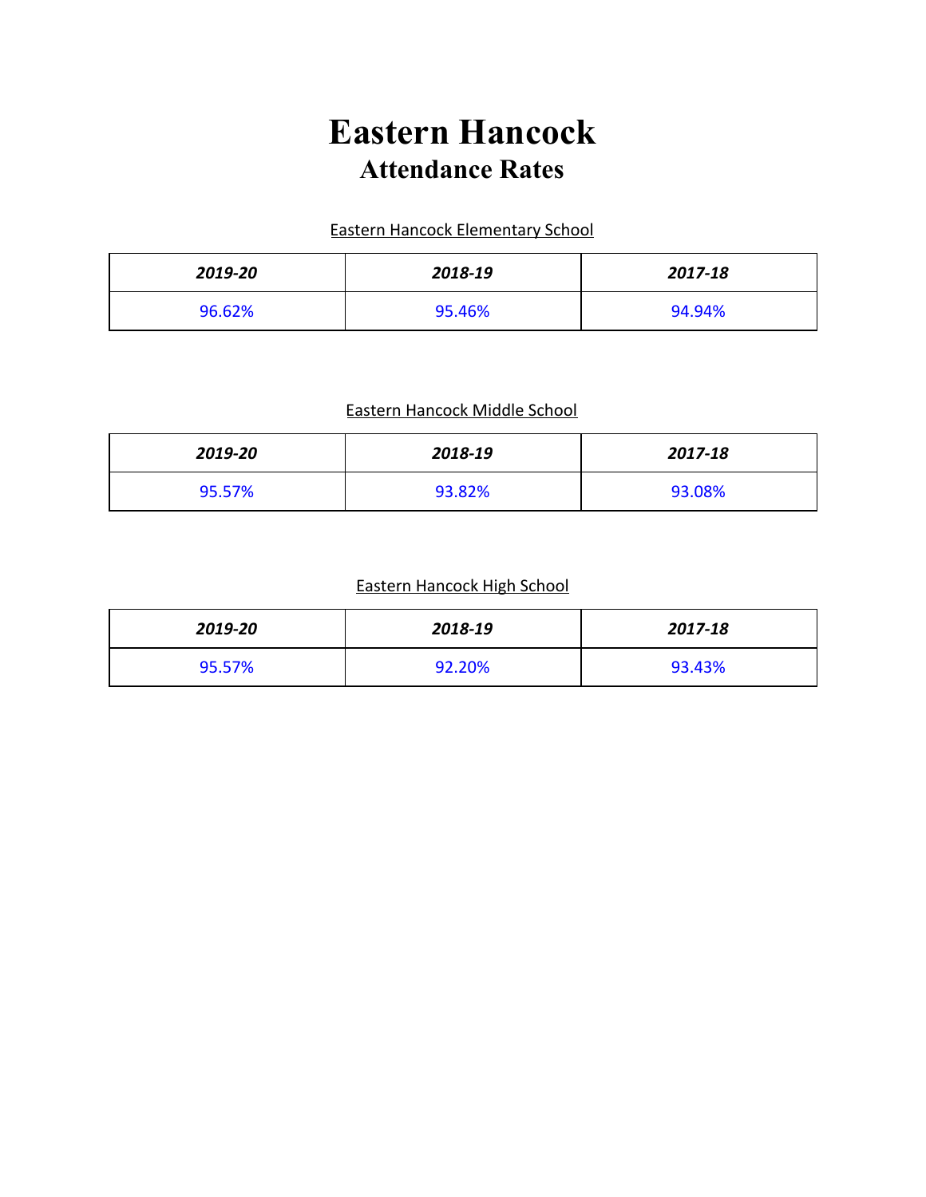# Eastern Hancock
## Attendance Rates

Eastern Hancock Elementary School

| *2019-20* | *2018-19* | *2017-18* |
|---|---|---|
| 96.62% | 95.46% | 94.94% |

Eastern Hancock Middle School

| *2019-20* | *2018-19* | *2017-18* |
|---|---|---|
| 95.57% | 93.82% | 93.08% |

Eastern Hancock High School

| *2019-20* | *2018-19* | *2017-18* |
|---|---|---|
| 95.57% | 92.20% | 93.43% |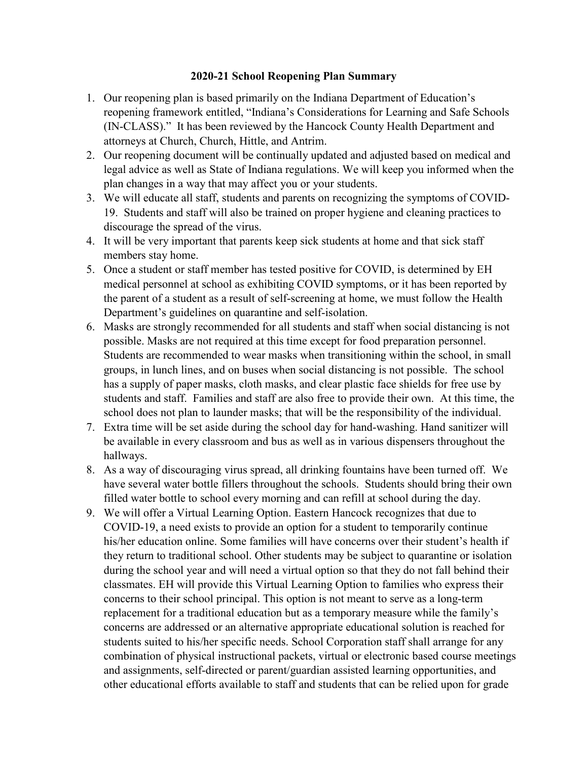**2020-21 School Reopening Plan Summary**

1. Our reopening plan is based primarily on the Indiana Department of Education's reopening framework entitled, "Indiana's Considerations for Learning and Safe Schools (IN-CLASS)." It has been reviewed by the Hancock County Health Department and attorneys at Church, Church, Hittle, and Antrim.
2. Our reopening document will be continually updated and adjusted based on medical and legal advice as well as State of Indiana regulations. We will keep you informed when the plan changes in a way that may affect you or your students.
3. We will educate all staff, students and parents on recognizing the symptoms of COVID-19. Students and staff will also be trained on proper hygiene and cleaning practices to discourage the spread of the virus.
4. It will be very important that parents keep sick students at home and that sick staff members stay home.
5. Once a student or staff member has tested positive for COVID, is determined by EH medical personnel at school as exhibiting COVID symptoms, or it has been reported by the parent of a student as a result of self-screening at home, we must follow the Health Department's guidelines on quarantine and self-isolation.
6. Masks are strongly recommended for all students and staff when social distancing is not possible. Masks are not required at this time except for food preparation personnel. Students are recommended to wear masks when transitioning within the school, in small groups, in lunch lines, and on buses when social distancing is not possible. The school has a supply of paper masks, cloth masks, and clear plastic face shields for free use by students and staff. Families and staff are also free to provide their own. At this time, the school does not plan to launder masks; that will be the responsibility of the individual.
7. Extra time will be set aside during the school day for hand-washing. Hand sanitizer will be available in every classroom and bus as well as in various dispensers throughout the hallways.
8. As a way of discouraging virus spread, all drinking fountains have been turned off. We have several water bottle fillers throughout the schools. Students should bring their own filled water bottle to school every morning and can refill at school during the day.
9. We will offer a Virtual Learning Option. Eastern Hancock recognizes that due to COVID-19, a need exists to provide an option for a student to temporarily continue his/her education online. Some families will have concerns over their student's health if they return to traditional school. Other students may be subject to quarantine or isolation during the school year and will need a virtual option so that they do not fall behind their classmates. EH will provide this Virtual Learning Option to families who express their concerns to their school principal. This option is not meant to serve as a long-term replacement for a traditional education but as a temporary measure while the family's concerns are addressed or an alternative appropriate educational solution is reached for students suited to his/her specific needs. School Corporation staff shall arrange for any combination of physical instructional packets, virtual or electronic based course meetings and assignments, self-directed or parent/guardian assisted learning opportunities, and other educational efforts available to staff and students that can be relied upon for grade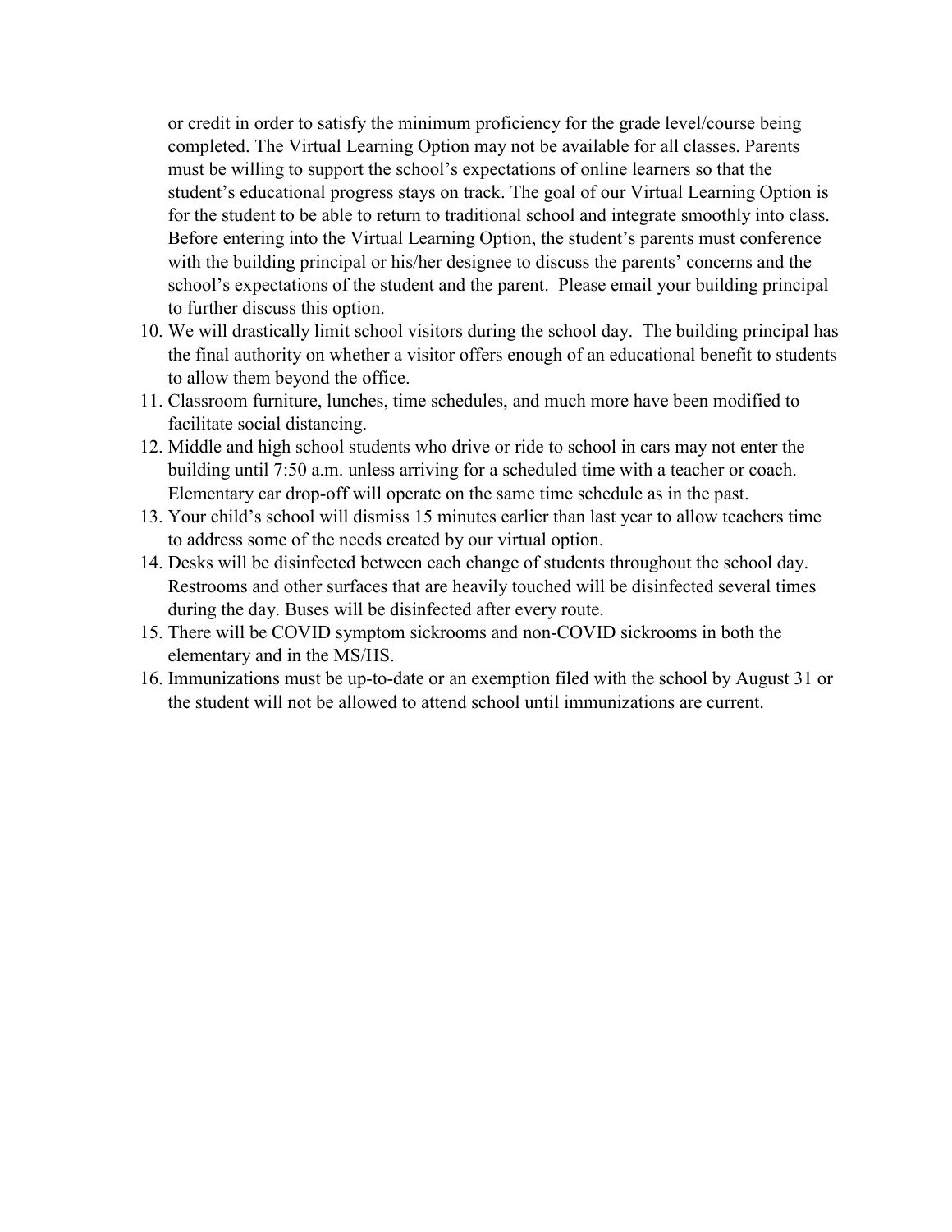or credit in order to satisfy the minimum proficiency for the grade level/course being completed. The Virtual Learning Option may not be available for all classes. Parents must be willing to support the school's expectations of online learners so that the student's educational progress stays on track. The goal of our Virtual Learning Option is for the student to be able to return to traditional school and integrate smoothly into class. Before entering into the Virtual Learning Option, the student's parents must conference with the building principal or his/her designee to discuss the parents' concerns and the school's expectations of the student and the parent. Please email your building principal to further discuss this option.

10. We will drastically limit school visitors during the school day. The building principal has the final authority on whether a visitor offers enough of an educational benefit to students to allow them beyond the office.
11. Classroom furniture, lunches, time schedules, and much more have been modified to facilitate social distancing.
12. Middle and high school students who drive or ride to school in cars may not enter the building until 7:50 a.m. unless arriving for a scheduled time with a teacher or coach. Elementary car drop-off will operate on the same time schedule as in the past.
13. Your child's school will dismiss 15 minutes earlier than last year to allow teachers time to address some of the needs created by our virtual option.
14. Desks will be disinfected between each change of students throughout the school day. Restrooms and other surfaces that are heavily touched will be disinfected several times during the day. Buses will be disinfected after every route.
15. There will be COVID symptom sickrooms and non-COVID sickrooms in both the elementary and in the MS/HS.
16. Immunizations must be up-to-date or an exemption filed with the school by August 31 or the student will not be allowed to attend school until immunizations are current.